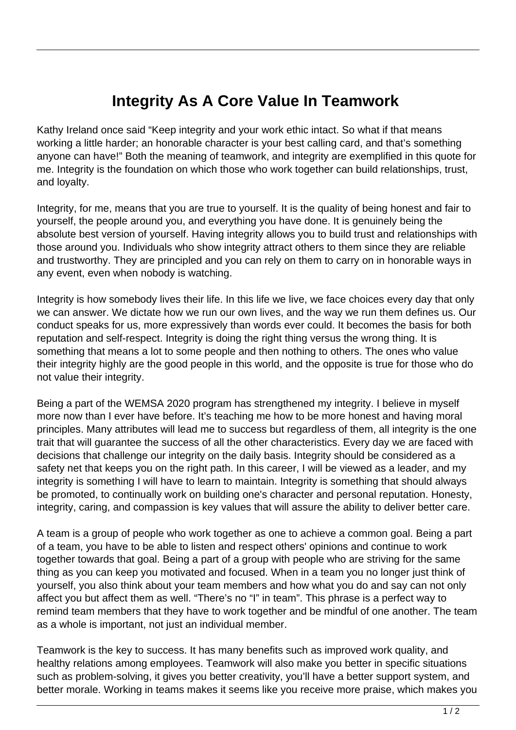# Integrity As A Core Value In Teamwork

Kathy Ireland once said "Keep integrity and your work ethic intact. So what if that means working a little harder; an honorable character is your best calling card, and that's something anyone can have!" Both the meaning of teamwork, and integrity are exemplified in this quote for me. Integrity is the foundation on which those who work together can build relationships, trust, and loyalty.

Integrity, for me, means that you are true to yourself. It is the quality of being honest and fair to yourself, the people around you, and everything you have done. It is genuinely being the absolute best version of yourself. Having integrity allows you to build trust and relationships with those around you. Individuals who show integrity attract others to them since they are reliable and trustworthy. They are principled and you can rely on them to carry on in honorable ways in any event, even when nobody is watching.

Integrity is how somebody lives their life. In this life we live, we face choices every day that only we can answer. We dictate how we run our own lives, and the way we run them defines us. Our conduct speaks for us, more expressively than words ever could. It becomes the basis for both reputation and self-respect. Integrity is doing the right thing versus the wrong thing. It is something that means a lot to some people and then nothing to others. The ones who value their integrity highly are the good people in this world, and the opposite is true for those who do not value their integrity.

Being a part of the WEMSA 2020 program has strengthened my integrity. I believe in myself more now than I ever have before. It's teaching me how to be more honest and having moral principles. Many attributes will lead me to success but regardless of them, all integrity is the one trait that will guarantee the success of all the other characteristics. Every day we are faced with decisions that challenge our integrity on the daily basis. Integrity should be considered as a safety net that keeps you on the right path. In this career, I will be viewed as a leader, and my integrity is something I will have to learn to maintain. Integrity is something that should always be promoted, to continually work on building one's character and personal reputation. Honesty, integrity, caring, and compassion is key values that will assure the ability to deliver better care.

A team is a group of people who work together as one to achieve a common goal. Being a part of a team, you have to be able to listen and respect others' opinions and continue to work together towards that goal. Being a part of a group with people who are striving for the same thing as you can keep you motivated and focused. When in a team you no longer just think of yourself, you also think about your team members and how what you do and say can not only affect you but affect them as well. "There's no "I" in team". This phrase is a perfect way to remind team members that they have to work together and be mindful of one another. The team as a whole is important, not just an individual member.

Teamwork is the key to success. It has many benefits such as improved work quality, and healthy relations among employees. Teamwork will also make you better in specific situations such as problem-solving, it gives you better creativity, you'll have a better support system, and better morale. Working in teams makes it seems like you receive more praise, which makes you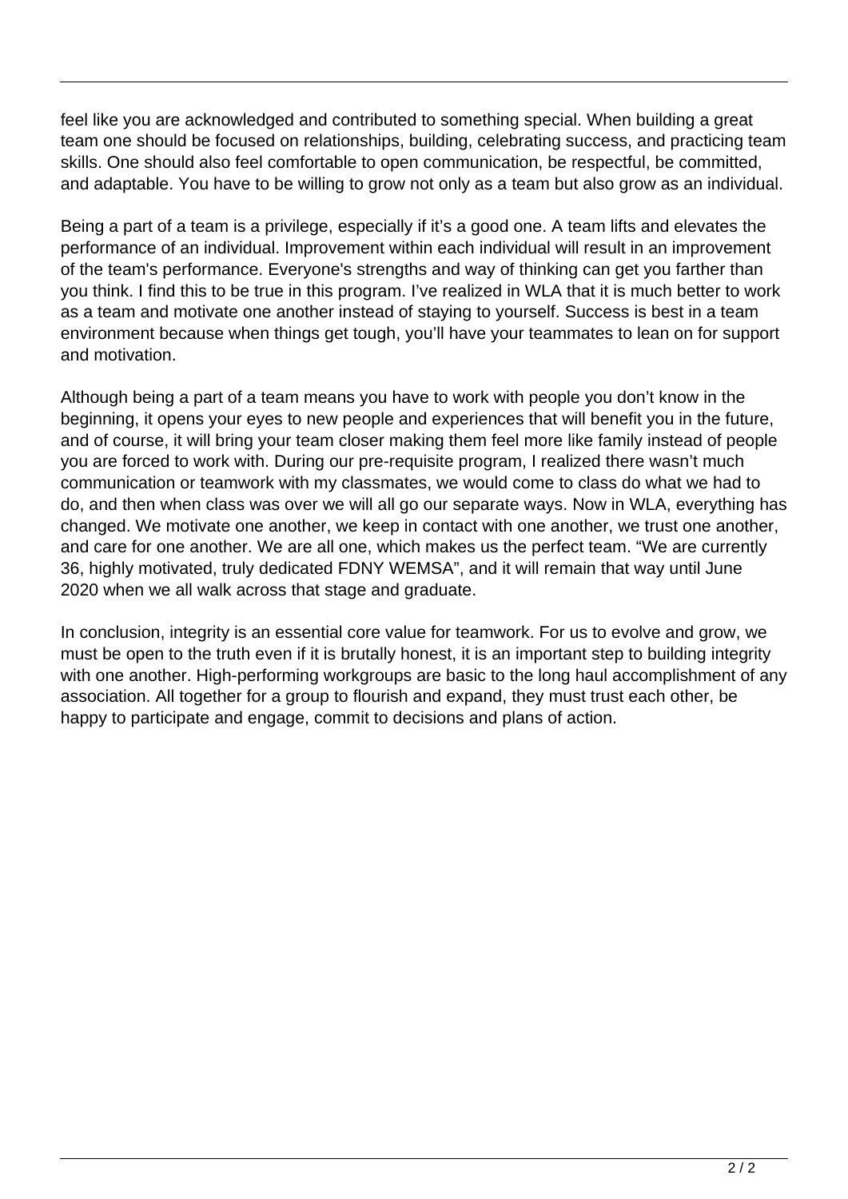feel like you are acknowledged and contributed to something special. When building a great team one should be focused on relationships, building, celebrating success, and practicing team skills. One should also feel comfortable to open communication, be respectful, be committed, and adaptable. You have to be willing to grow not only as a team but also grow as an individual.

Being a part of a team is a privilege, especially if it's a good one. A team lifts and elevates the performance of an individual. Improvement within each individual will result in an improvement of the team's performance. Everyone's strengths and way of thinking can get you farther than you think. I find this to be true in this program. I've realized in WLA that it is much better to work as a team and motivate one another instead of staying to yourself. Success is best in a team environment because when things get tough, you'll have your teammates to lean on for support and motivation.

Although being a part of a team means you have to work with people you don't know in the beginning, it opens your eyes to new people and experiences that will benefit you in the future, and of course, it will bring your team closer making them feel more like family instead of people you are forced to work with. During our pre-requisite program, I realized there wasn't much communication or teamwork with my classmates, we would come to class do what we had to do, and then when class was over we will all go our separate ways. Now in WLA, everything has changed. We motivate one another, we keep in contact with one another, we trust one another, and care for one another. We are all one, which makes us the perfect team. "We are currently 36, highly motivated, truly dedicated FDNY WEMSA", and it will remain that way until June 2020 when we all walk across that stage and graduate.

In conclusion, integrity is an essential core value for teamwork. For us to evolve and grow, we must be open to the truth even if it is brutally honest, it is an important step to building integrity with one another. High-performing workgroups are basic to the long haul accomplishment of any association. All together for a group to flourish and expand, they must trust each other, be happy to participate and engage, commit to decisions and plans of action.